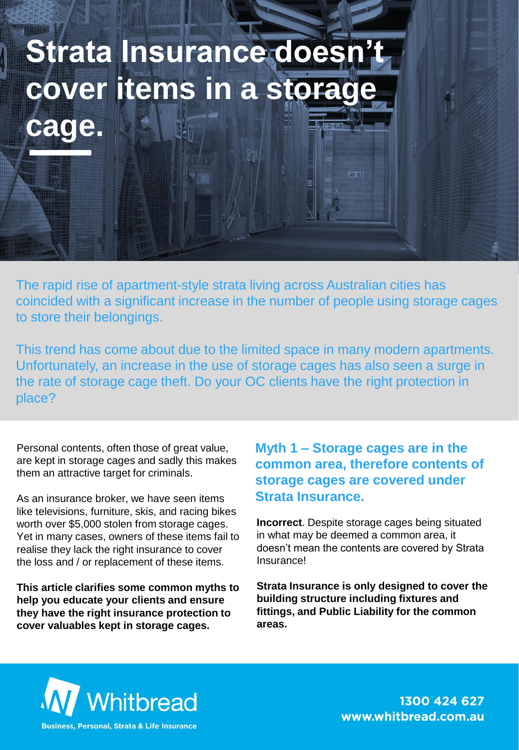# Strata Insurance doesn't cover items in a storage cage.

The rapid rise of apartment-style strata living across Australian cities has coincided with a significant increase in the number of people using storage cages to store their belongings.

This trend has come about due to the limited space in many modern apartments. Unfortunately, an increase in the use of storage cages has also seen a surge in the rate of storage cage theft. Do your OC clients have the right protection in place?

Personal contents, often those of great value, are kept in storage cages and sadly this makes them an attractive target for criminals.

As an insurance broker, we have seen items like televisions, furniture, skis, and racing bikes worth over $5,000 stolen from storage cages. Yet in many cases, owners of these items fail to realise they lack the right insurance to cover the loss and / or replacement of these items.

**This article clarifies some common myths to help you educate your clients and ensure they have the right insurance protection to cover valuables kept in storage cages.**

## Myth 1 – Storage cages are in the common area, therefore contents of storage cages are covered under Strata Insurance.

**Incorrect**. Despite storage cages being situated in what may be deemed a common area, it doesn't mean the contents are covered by Strata Insurance!

**Strata Insurance is only designed to cover the building structure including fixtures and fittings, and Public Liability for the common areas.**

Whitbread

Business, Personal, Strata & Life Insurance

1300 424 627
www.whitbread.com.au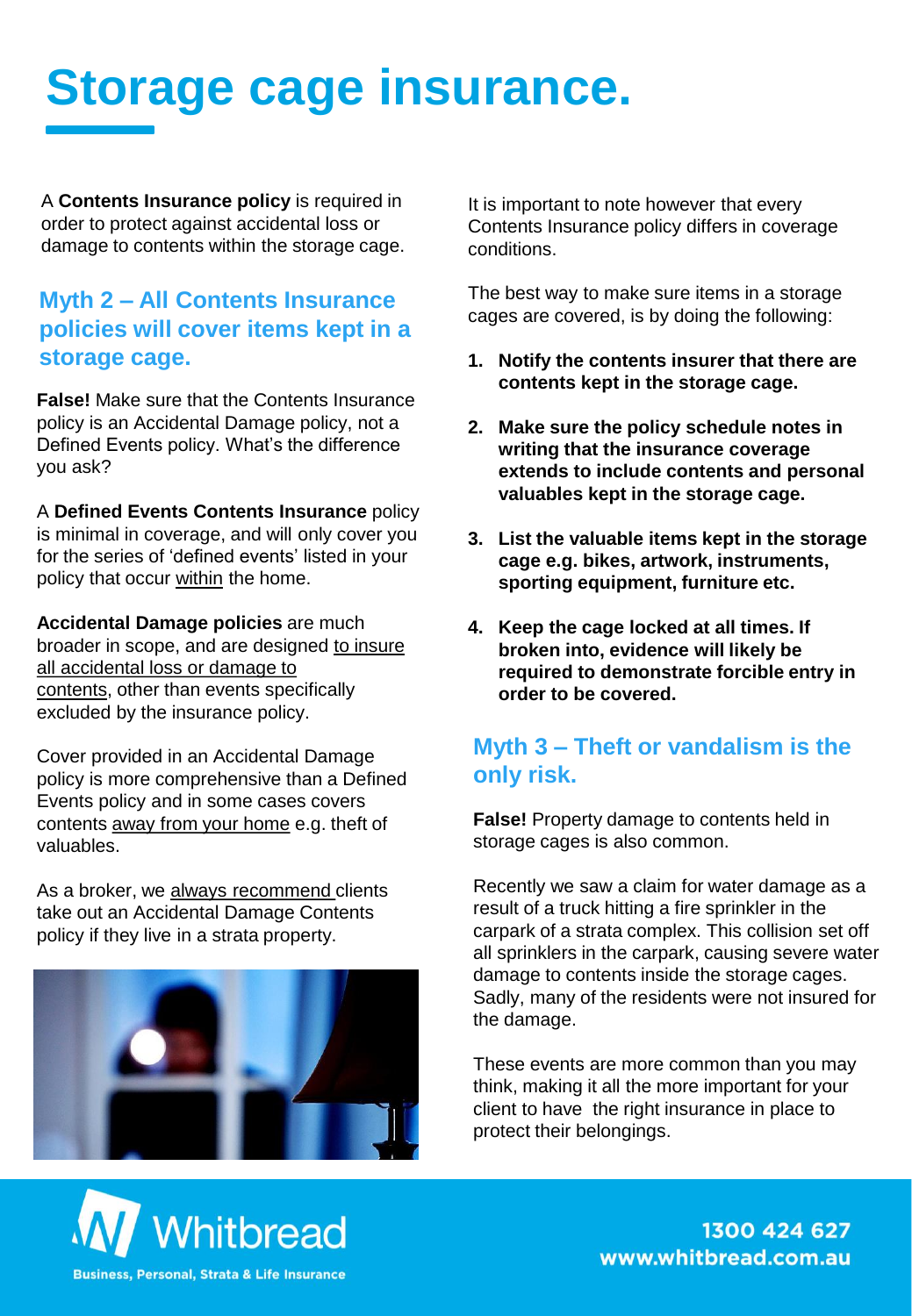# Storage cage insurance.

A **Contents Insurance policy** is required in order to protect against accidental loss or damage to contents within the storage cage.

## Myth 2 – All Contents Insurance policies will cover items kept in a storage cage.

**False!** Make sure that the Contents Insurance policy is an Accidental Damage policy, not a Defined Events policy. What's the difference you ask?

A **Defined Events Contents Insurance** policy is minimal in coverage, and will only cover you for the series of 'defined events' listed in your policy that occur within the home.

**Accidental Damage policies** are much broader in scope, and are designed to insure all accidental loss or damage to contents, other than events specifically excluded by the insurance policy.

Cover provided in an Accidental Damage policy is more comprehensive than a Defined Events policy and in some cases covers contents away from your home e.g. theft of valuables.

As a broker, we always recommend clients take out an Accidental Damage Contents policy if they live in a strata property.

It is important to note however that every Contents Insurance policy differs in coverage conditions.

The best way to make sure items in a storage cages are covered, is by doing the following:

1. **Notify the contents insurer that there are contents kept in the storage cage.**
2. **Make sure the policy schedule notes in writing that the insurance coverage extends to include contents and personal valuables kept in the storage cage.**
3. **List the valuable items kept in the storage cage e.g. bikes, artwork, instruments, sporting equipment, furniture etc.**
4. **Keep the cage locked at all times. If broken into, evidence will likely be required to demonstrate forcible entry in order to be covered.**

## Myth 3 – Theft or vandalism is the only risk.

**False!** Property damage to contents held in storage cages is also common.

Recently we saw a claim for water damage as a result of a truck hitting a fire sprinkler in the carpark of a strata complex. This collision set off all sprinklers in the carpark, causing severe water damage to contents inside the storage cages. Sadly, many of the residents were not insured for the damage.

These events are more common than you may think, making it all the more important for your client to have the right insurance in place to protect their belongings.

Whitbread
Business, Personal, Strata & Life Insurance

1300 424 627
www.whitbread.com.au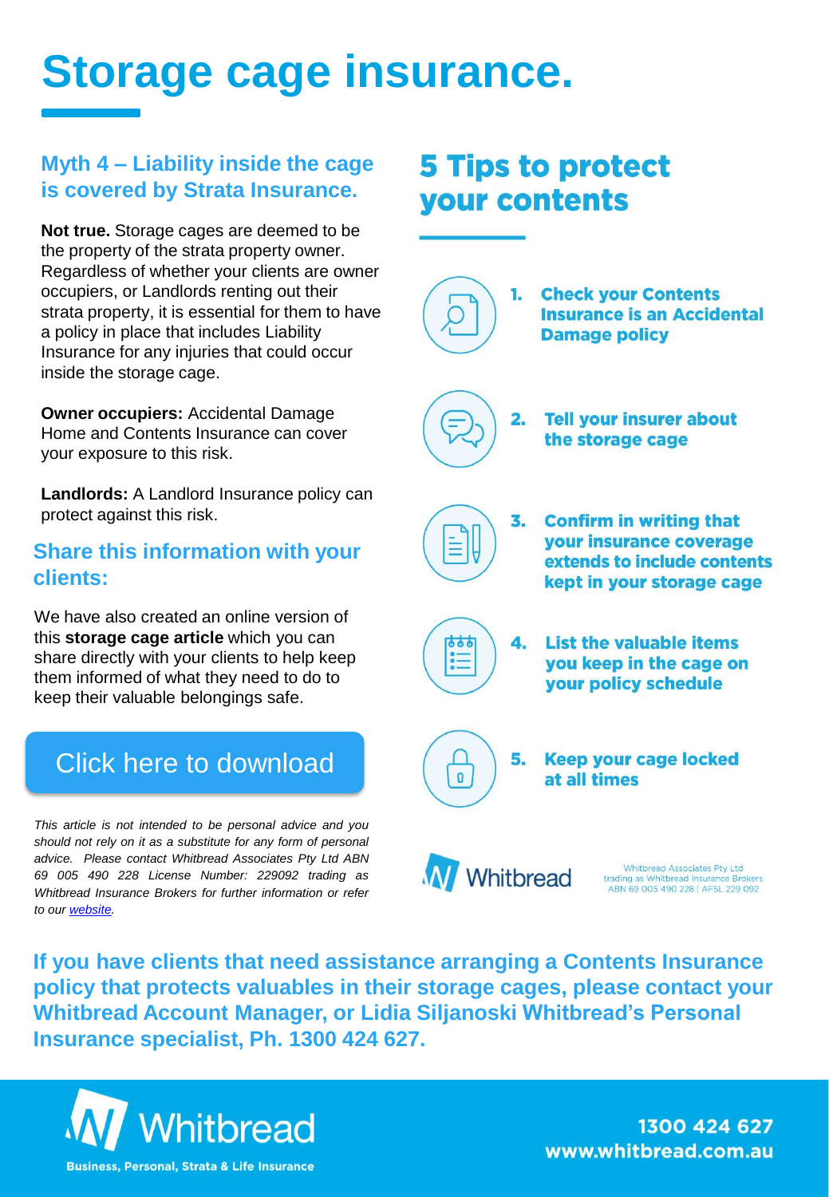# Storage cage insurance.

## Myth 4 – Liability inside the cage is covered by Strata Insurance.

**Not true.** Storage cages are deemed to be the property of the strata property owner. Regardless of whether your clients are owner occupiers, or Landlords renting out their strata property, it is essential for them to have a policy in place that includes Liability Insurance for any injuries that could occur inside the storage cage.

**Owner occupiers:** Accidental Damage Home and Contents Insurance can cover your exposure to this risk.

**Landlords:** A Landlord Insurance policy can protect against this risk.

## Share this information with your clients:

We have also created an online version of this **storage cage article** which you can share directly with your clients to help keep them informed of what they need to do to keep their valuable belongings safe.

Click here to download

*This article is not intended to be personal advice and you should not rely on it as a substitute for any form of personal advice. Please contact Whitbread Associates Pty Ltd ABN 69 005 490 228 License Number: 229092 trading as Whitbread Insurance Brokers for further information or refer to our website.*

## 5 Tips to protect your contents

1. **Check your Contents Insurance is an Accidental Damage policy**
2. **Tell your insurer about the storage cage**
3. **Confirm in writing that your insurance coverage extends to include contents kept in your storage cage**
4. **List the valuable items you keep in the cage on your policy schedule**
5. **Keep your cage locked at all times**

Whitbread

Whitbread Associates Pty Ltd trading as Whitbread Insurance Brokers ABN 69 005 490 228 | AFSL 229 092

**If you have clients that need assistance arranging a Contents Insurance policy that protects valuables in their storage cages, please contact your Whitbread Account Manager, or Lidia Siljanoski Whitbread's Personal Insurance specialist, Ph. 1300 424 627.**

Whitbread

Business, Personal, Strata & Life Insurance

1300 424 627
www.whitbread.com.au